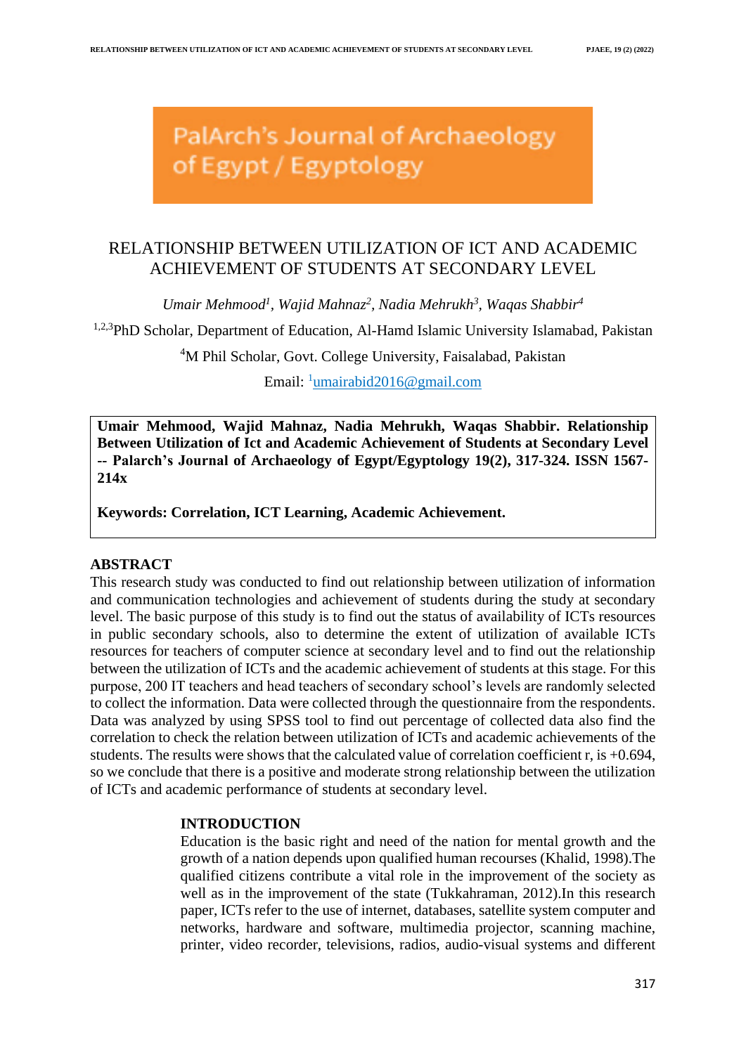PalArch's Journal of Archaeology of Egypt / Egyptology

# RELATIONSHIP BETWEEN UTILIZATION OF ICT AND ACADEMIC ACHIEVEMENT OF STUDENTS AT SECONDARY LEVEL

*Umair Mehmood[1], Wajid Mahnaz[2], Nadia Mehrukh[3], Waqas Shabbir[4]*

[1,2,3]PhD Scholar, Department of Education, Al-Hamd Islamic University Islamabad, Pakistan

[4]M Phil Scholar, Govt. College University, Faisalabad, Pakistan

Email: [1]umairabid2016@gmail.com

**Umair Mehmood, Wajid Mahnaz, Nadia Mehrukh, Waqas Shabbir. Relationship Between Utilization of Ict and Academic Achievement of Students at Secondary Level -- Palarch's Journal of Archaeology of Egypt/Egyptology 19(2), 317-324. ISSN 1567-214x**

**Keywords: Correlation, ICT Learning, Academic Achievement.**

## ABSTRACT

This research study was conducted to find out relationship between utilization of information and communication technologies and achievement of students during the study at secondary level. The basic purpose of this study is to find out the status of availability of ICTs resources in public secondary schools, also to determine the extent of utilization of available ICTs resources for teachers of computer science at secondary level and to find out the relationship between the utilization of ICTs and the academic achievement of students at this stage. For this purpose, 200 IT teachers and head teachers of secondary school's levels are randomly selected to collect the information. Data were collected through the questionnaire from the respondents. Data was analyzed by using SPSS tool to find out percentage of collected data also find the correlation to check the relation between utilization of ICTs and academic achievements of the students. The results were shows that the calculated value of correlation coefficient r, is +0.694, so we conclude that there is a positive and moderate strong relationship between the utilization of ICTs and academic performance of students at secondary level.

## INTRODUCTION

Education is the basic right and need of the nation for mental growth and the growth of a nation depends upon qualified human recourses (Khalid, 1998).The qualified citizens contribute a vital role in the improvement of the society as well as in the improvement of the state (Tukkahraman, 2012).In this research paper, ICTs refer to the use of internet, databases, satellite system computer and networks, hardware and software, multimedia projector, scanning machine, printer, video recorder, televisions, radios, audio-visual systems and different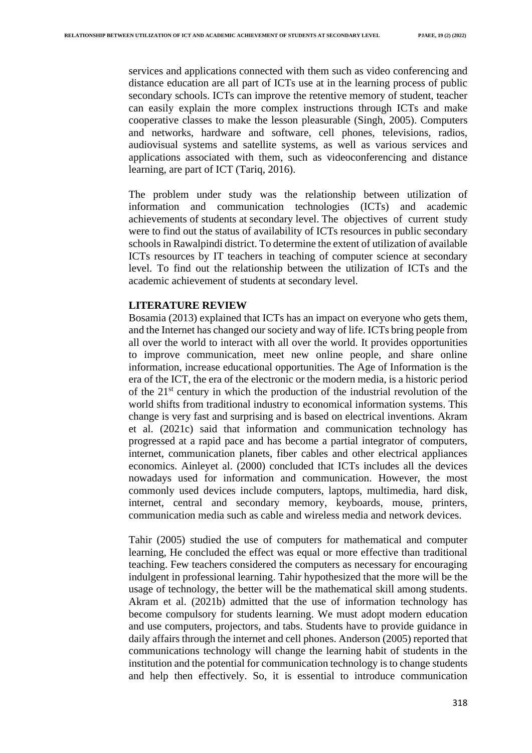services and applications connected with them such as video conferencing and distance education are all part of ICTs use at in the learning process of public secondary schools. ICTs can improve the retentive memory of student, teacher can easily explain the more complex instructions through ICTs and make cooperative classes to make the lesson pleasurable (Singh, 2005). Computers and networks, hardware and software, cell phones, televisions, radios, audiovisual systems and satellite systems, as well as various services and applications associated with them, such as videoconferencing and distance learning, are part of ICT (Tariq, 2016).

The problem under study was the relationship between utilization of information and communication technologies (ICTs) and academic achievements of students at secondary level. The objectives of current study were to find out the status of availability of ICTs resources in public secondary schools in Rawalpindi district. To determine the extent of utilization of available ICTs resources by IT teachers in teaching of computer science at secondary level. To find out the relationship between the utilization of ICTs and the academic achievement of students at secondary level.

## LITERATURE REVIEW

Bosamia (2013) explained that ICTs has an impact on everyone who gets them, and the Internet has changed our society and way of life. ICTs bring people from all over the world to interact with all over the world. It provides opportunities to improve communication, meet new online people, and share online information, increase educational opportunities. The Age of Information is the era of the ICT, the era of the electronic or the modern media, is a historic period of the 21st century in which the production of the industrial revolution of the world shifts from traditional industry to economical information systems. This change is very fast and surprising and is based on electrical inventions. Akram et al. (2021c) said that information and communication technology has progressed at a rapid pace and has become a partial integrator of computers, internet, communication planets, fiber cables and other electrical appliances economics. Ainleyet al. (2000) concluded that ICTs includes all the devices nowadays used for information and communication. However, the most commonly used devices include computers, laptops, multimedia, hard disk, internet, central and secondary memory, keyboards, mouse, printers, communication media such as cable and wireless media and network devices.

Tahir (2005) studied the use of computers for mathematical and computer learning, He concluded the effect was equal or more effective than traditional teaching. Few teachers considered the computers as necessary for encouraging indulgent in professional learning. Tahir hypothesized that the more will be the usage of technology, the better will be the mathematical skill among students. Akram et al. (2021b) admitted that the use of information technology has become compulsory for students learning. We must adopt modern education and use computers, projectors, and tabs. Students have to provide guidance in daily affairs through the internet and cell phones. Anderson (2005) reported that communications technology will change the learning habit of students in the institution and the potential for communication technology is to change students and help then effectively. So, it is essential to introduce communication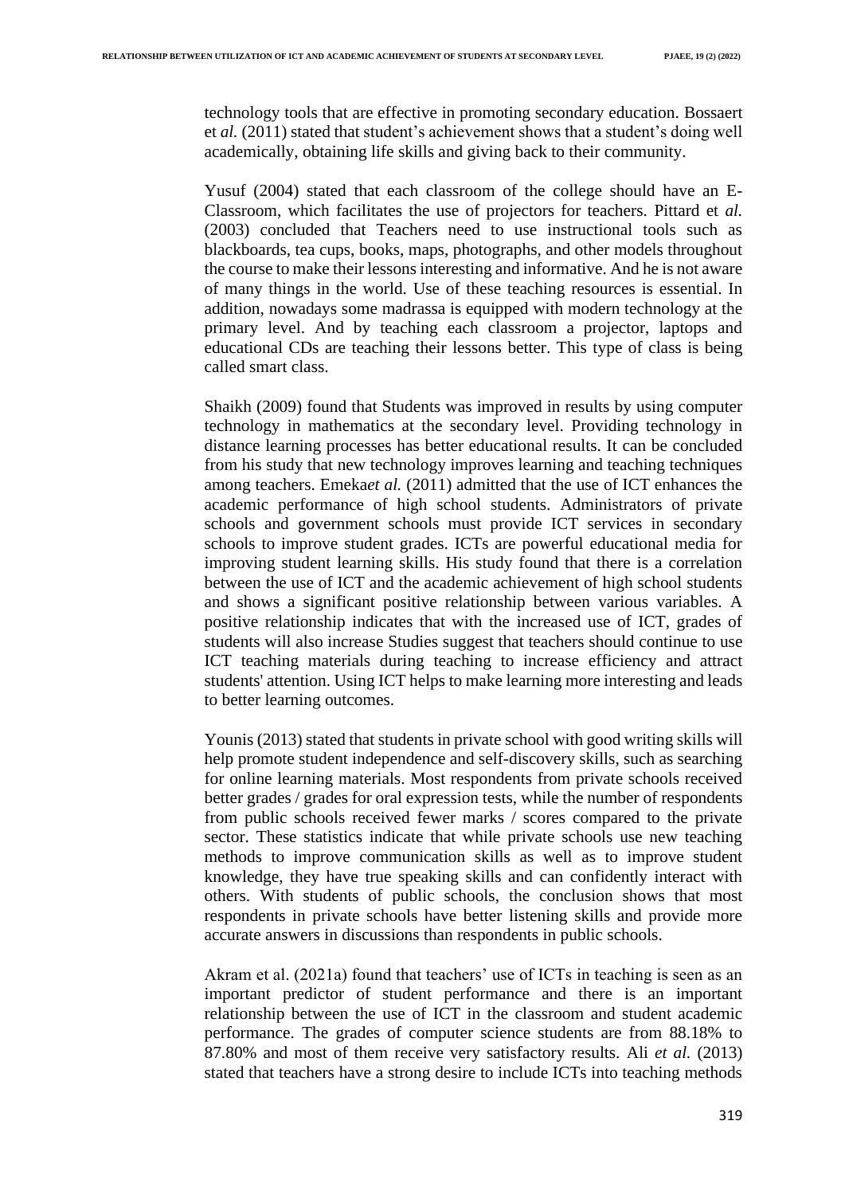technology tools that are effective in promoting secondary education. Bossaert et *al.* (2011) stated that student's achievement shows that a student's doing well academically, obtaining life skills and giving back to their community.

Yusuf (2004) stated that each classroom of the college should have an E-Classroom, which facilitates the use of projectors for teachers. Pittard et *al.* (2003) concluded that Teachers need to use instructional tools such as blackboards, tea cups, books, maps, photographs, and other models throughout the course to make their lessons interesting and informative. And he is not aware of many things in the world. Use of these teaching resources is essential. In addition, nowadays some madrassa is equipped with modern technology at the primary level. And by teaching each classroom a projector, laptops and educational CDs are teaching their lessons better. This type of class is being called smart class.

Shaikh (2009) found that Students was improved in results by using computer technology in mathematics at the secondary level. Providing technology in distance learning processes has better educational results. It can be concluded from his study that new technology improves learning and teaching techniques among teachers. Emeka*et al.* (2011) admitted that the use of ICT enhances the academic performance of high school students. Administrators of private schools and government schools must provide ICT services in secondary schools to improve student grades. ICTs are powerful educational media for improving student learning skills. His study found that there is a correlation between the use of ICT and the academic achievement of high school students and shows a significant positive relationship between various variables. A positive relationship indicates that with the increased use of ICT, grades of students will also increase Studies suggest that teachers should continue to use ICT teaching materials during teaching to increase efficiency and attract students' attention. Using ICT helps to make learning more interesting and leads to better learning outcomes.

Younis (2013) stated that students in private school with good writing skills will help promote student independence and self-discovery skills, such as searching for online learning materials. Most respondents from private schools received better grades / grades for oral expression tests, while the number of respondents from public schools received fewer marks / scores compared to the private sector. These statistics indicate that while private schools use new teaching methods to improve communication skills as well as to improve student knowledge, they have true speaking skills and can confidently interact with others. With students of public schools, the conclusion shows that most respondents in private schools have better listening skills and provide more accurate answers in discussions than respondents in public schools.

Akram et al. (2021a) found that teachers' use of ICTs in teaching is seen as an important predictor of student performance and there is an important relationship between the use of ICT in the classroom and student academic performance. The grades of computer science students are from 88.18% to 87.80% and most of them receive very satisfactory results. Ali *et al.* (2013) stated that teachers have a strong desire to include ICTs into teaching methods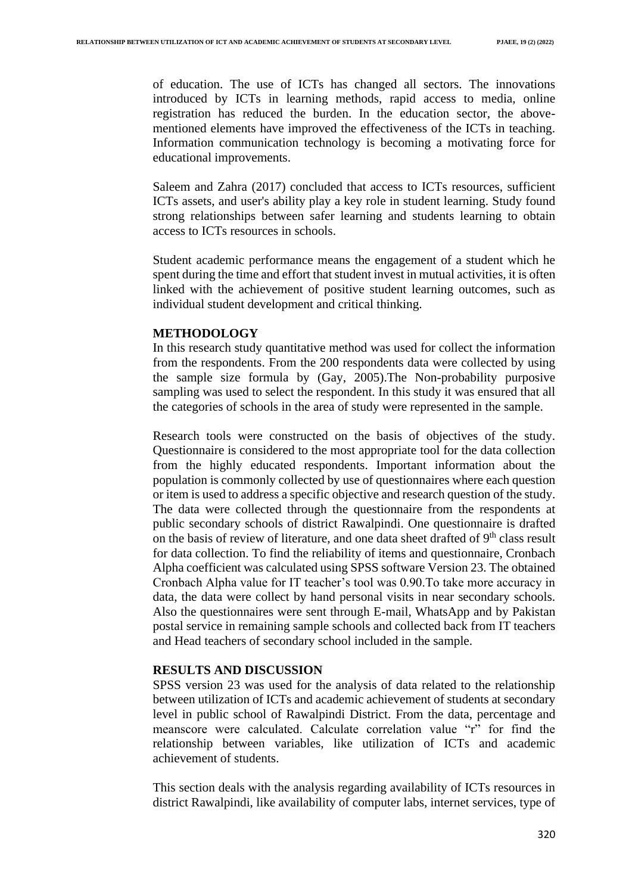of education. The use of ICTs has changed all sectors. The innovations introduced by ICTs in learning methods, rapid access to media, online registration has reduced the burden. In the education sector, the above-mentioned elements have improved the effectiveness of the ICTs in teaching. Information communication technology is becoming a motivating force for educational improvements.

Saleem and Zahra (2017) concluded that access to ICTs resources, sufficient ICTs assets, and user's ability play a key role in student learning. Study found strong relationships between safer learning and students learning to obtain access to ICTs resources in schools.

Student academic performance means the engagement of a student which he spent during the time and effort that student invest in mutual activities, it is often linked with the achievement of positive student learning outcomes, such as individual student development and critical thinking.

## METHODOLOGY

In this research study quantitative method was used for collect the information from the respondents. From the 200 respondents data were collected by using the sample size formula by (Gay, 2005).The Non-probability purposive sampling was used to select the respondent. In this study it was ensured that all the categories of schools in the area of study were represented in the sample.

Research tools were constructed on the basis of objectives of the study. Questionnaire is considered to the most appropriate tool for the data collection from the highly educated respondents. Important information about the population is commonly collected by use of questionnaires where each question or item is used to address a specific objective and research question of the study. The data were collected through the questionnaire from the respondents at public secondary schools of district Rawalpindi. One questionnaire is drafted on the basis of review of literature, and one data sheet drafted of 9th class result for data collection. To find the reliability of items and questionnaire, Cronbach Alpha coefficient was calculated using SPSS software Version 23. The obtained Cronbach Alpha value for IT teacher's tool was 0.90.To take more accuracy in data, the data were collect by hand personal visits in near secondary schools. Also the questionnaires were sent through E-mail, WhatsApp and by Pakistan postal service in remaining sample schools and collected back from IT teachers and Head teachers of secondary school included in the sample.

## RESULTS AND DISCUSSION

SPSS version 23 was used for the analysis of data related to the relationship between utilization of ICTs and academic achievement of students at secondary level in public school of Rawalpindi District. From the data, percentage and meanscore were calculated. Calculate correlation value "r" for find the relationship between variables, like utilization of ICTs and academic achievement of students.

This section deals with the analysis regarding availability of ICTs resources in district Rawalpindi, like availability of computer labs, internet services, type of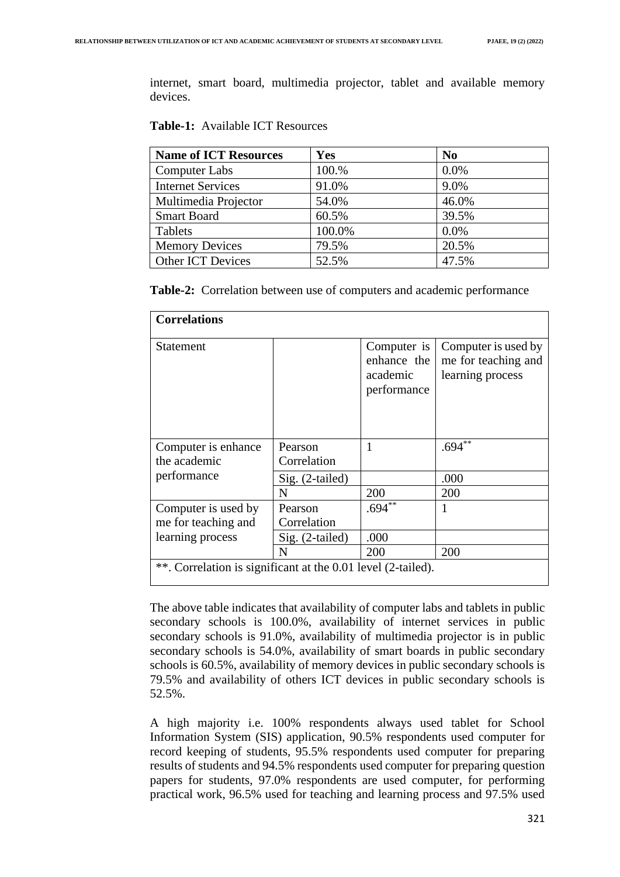internet, smart board, multimedia projector, tablet and available memory devices.

**Table-1:** Available ICT Resources

| Name of ICT Resources | Yes | No |
|---|---|---|
| Computer Labs | 100.% | 0.0% |
| Internet Services | 91.0% | 9.0% |
| Multimedia Projector | 54.0% | 46.0% |
| Smart Board | 60.5% | 39.5% |
| Tablets | 100.0% | 0.0% |
| Memory Devices | 79.5% | 20.5% |
| Other ICT Devices | 52.5% | 47.5% |

**Table-2:** Correlation between use of computers and academic performance

| **Correlations** | | | |
|---|---|---|---|
| Statement | | Computer is enhance the academic performance | Computer is used by me for teaching and learning process |
| Computer is enhance the academic performance | Pearson Correlation | 1 | .694** |
| | Sig. (2-tailed) | | .000 |
| | N | 200 | 200 |
| Computer is used by me for teaching and learning process | Pearson Correlation | .694** | 1 |
| | Sig. (2-tailed) | .000 | |
| | N | 200 | 200 |
| **. Correlation is significant at the 0.01 level (2-tailed). | | | |

The above table indicates that availability of computer labs and tablets in public secondary schools is 100.0%, availability of internet services in public secondary schools is 91.0%, availability of multimedia projector is in public secondary schools is 54.0%, availability of smart boards in public secondary schools is 60.5%, availability of memory devices in public secondary schools is 79.5% and availability of others ICT devices in public secondary schools is 52.5%.

A high majority i.e. 100% respondents always used tablet for School Information System (SIS) application, 90.5% respondents used computer for record keeping of students, 95.5% respondents used computer for preparing results of students and 94.5% respondents used computer for preparing question papers for students, 97.0% respondents are used computer, for performing practical work, 96.5% used for teaching and learning process and 97.5% used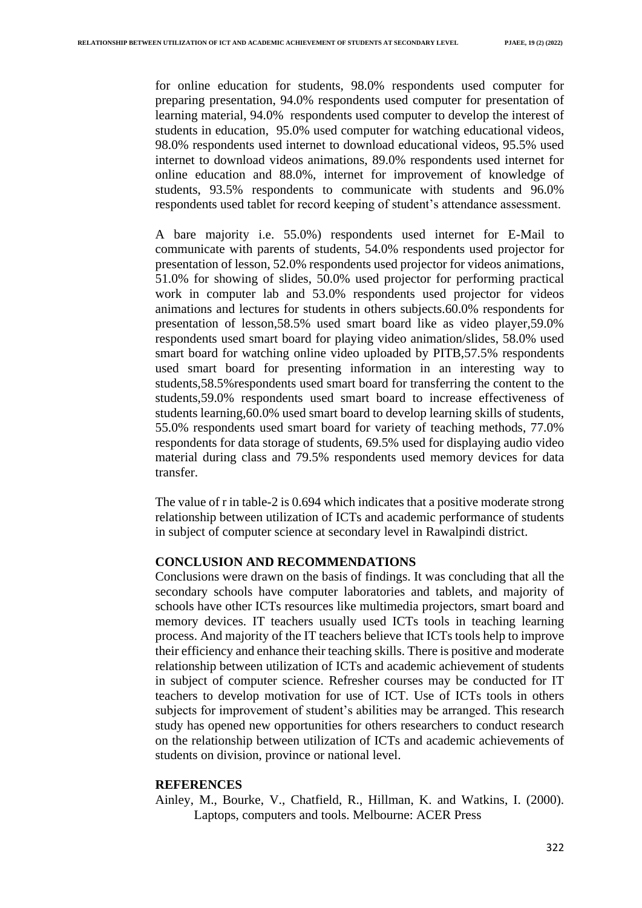for online education for students, 98.0% respondents used computer for preparing presentation, 94.0% respondents used computer for presentation of learning material, 94.0% respondents used computer to develop the interest of students in education, 95.0% used computer for watching educational videos, 98.0% respondents used internet to download educational videos, 95.5% used internet to download videos animations, 89.0% respondents used internet for online education and 88.0%, internet for improvement of knowledge of students, 93.5% respondents to communicate with students and 96.0% respondents used tablet for record keeping of student's attendance assessment.

A bare majority i.e. 55.0%) respondents used internet for E-Mail to communicate with parents of students, 54.0% respondents used projector for presentation of lesson, 52.0% respondents used projector for videos animations, 51.0% for showing of slides, 50.0% used projector for performing practical work in computer lab and 53.0% respondents used projector for videos animations and lectures for students in others subjects.60.0% respondents for presentation of lesson,58.5% used smart board like as video player,59.0% respondents used smart board for playing video animation/slides, 58.0% used smart board for watching online video uploaded by PITB,57.5% respondents used smart board for presenting information in an interesting way to students,58.5%respondents used smart board for transferring the content to the students,59.0% respondents used smart board to increase effectiveness of students learning,60.0% used smart board to develop learning skills of students, 55.0% respondents used smart board for variety of teaching methods, 77.0% respondents for data storage of students, 69.5% used for displaying audio video material during class and 79.5% respondents used memory devices for data transfer.

The value of r in table-2 is 0.694 which indicates that a positive moderate strong relationship between utilization of ICTs and academic performance of students in subject of computer science at secondary level in Rawalpindi district.

## CONCLUSION AND RECOMMENDATIONS

Conclusions were drawn on the basis of findings. It was concluding that all the secondary schools have computer laboratories and tablets, and majority of schools have other ICTs resources like multimedia projectors, smart board and memory devices. IT teachers usually used ICTs tools in teaching learning process. And majority of the IT teachers believe that ICTs tools help to improve their efficiency and enhance their teaching skills. There is positive and moderate relationship between utilization of ICTs and academic achievement of students in subject of computer science. Refresher courses may be conducted for IT teachers to develop motivation for use of ICT. Use of ICTs tools in others subjects for improvement of student's abilities may be arranged. This research study has opened new opportunities for others researchers to conduct research on the relationship between utilization of ICTs and academic achievements of students on division, province or national level.

## REFERENCES

Ainley, M., Bourke, V., Chatfield, R., Hillman, K. and Watkins, I. (2000). Laptops, computers and tools. Melbourne: ACER Press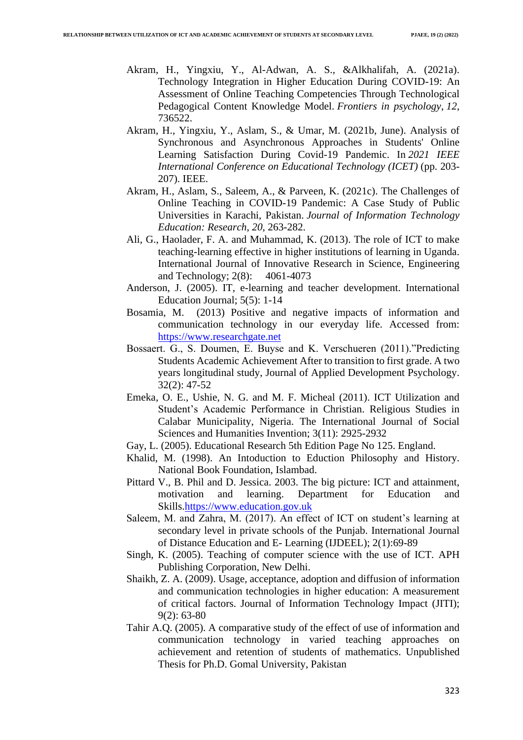Akram, H., Yingxiu, Y., Al-Adwan, A. S., &Alkhalifah, A. (2021a). Technology Integration in Higher Education During COVID-19: An Assessment of Online Teaching Competencies Through Technological Pedagogical Content Knowledge Model. *Frontiers in psychology*, *12*, 736522.

Akram, H., Yingxiu, Y., Aslam, S., & Umar, M. (2021b, June). Analysis of Synchronous and Asynchronous Approaches in Students' Online Learning Satisfaction During Covid-19 Pandemic. In *2021 IEEE International Conference on Educational Technology (ICET)* (pp. 203-207). IEEE.

Akram, H., Aslam, S., Saleem, A., & Parveen, K. (2021c). The Challenges of Online Teaching in COVID-19 Pandemic: A Case Study of Public Universities in Karachi, Pakistan. *Journal of Information Technology Education: Research*, *20*, 263-282.

Ali, G., Haolader, F. A. and Muhammad, K. (2013). The role of ICT to make teaching-learning effective in higher institutions of learning in Uganda. International Journal of Innovative Research in Science, Engineering and Technology; 2(8): 4061-4073

Anderson, J. (2005). IT, e-learning and teacher development. International Education Journal; 5(5): 1-14

Bosamia, M. (2013) Positive and negative impacts of information and communication technology in our everyday life. Accessed from: https://www.researchgate.net

Bossaert. G., S. Doumen, E. Buyse and K. Verschueren (2011)."Predicting Students Academic Achievement After to transition to first grade. A two years longitudinal study, Journal of Applied Development Psychology. 32(2): 47-52

Emeka, O. E., Ushie, N. G. and M. F. Micheal (2011). ICT Utilization and Student's Academic Performance in Christian. Religious Studies in Calabar Municipality, Nigeria. The International Journal of Social Sciences and Humanities Invention; 3(11): 2925-2932

Gay, L. (2005). Educational Research 5th Edition Page No 125. England.

Khalid, M. (1998). An Intoduction to Eduction Philosophy and History. National Book Foundation, Islambad.

Pittard V., B. Phil and D. Jessica. 2003. The big picture: ICT and attainment, motivation and learning. Department for Education and Skills.https://www.education.gov.uk

Saleem, M. and Zahra, M. (2017). An effect of ICT on student's learning at secondary level in private schools of the Punjab. International Journal of Distance Education and E- Learning (IJDEEL); 2(1):69-89

Singh, K. (2005). Teaching of computer science with the use of ICT. APH Publishing Corporation, New Delhi.

Shaikh, Z. A. (2009). Usage, acceptance, adoption and diffusion of information and communication technologies in higher education: A measurement of critical factors. Journal of Information Technology Impact (JITI); 9(2): 63-80

Tahir A.Q. (2005). A comparative study of the effect of use of information and communication technology in varied teaching approaches on achievement and retention of students of mathematics. Unpublished Thesis for Ph.D. Gomal University, Pakistan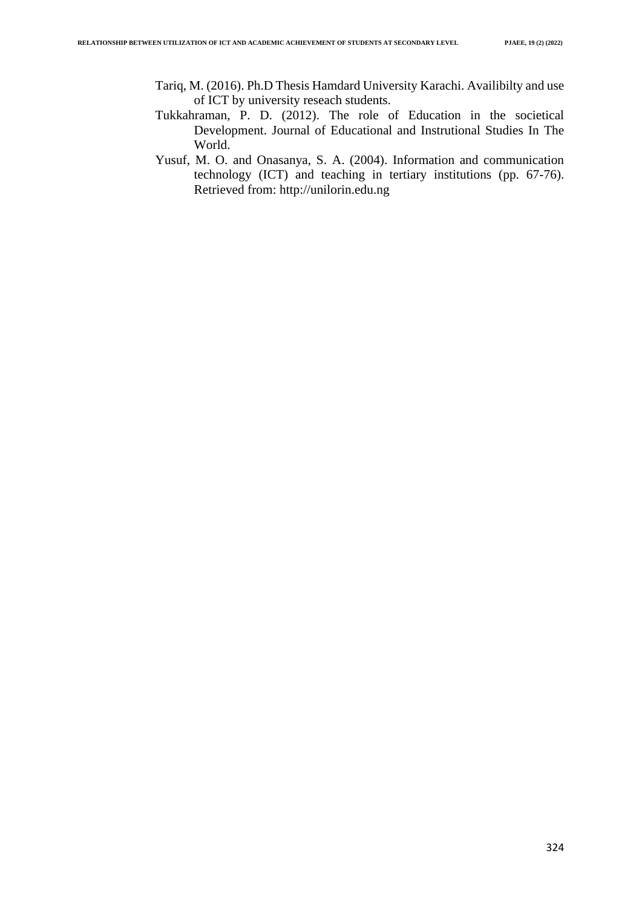Tariq, M. (2016). Ph.D Thesis Hamdard University Karachi. Availibilty and use of ICT by university reseach students.

Tukkahraman, P. D. (2012). The role of Education in the societical Development. Journal of Educational and Instrutional Studies In The World.

Yusuf, M. O. and Onasanya, S. A. (2004). Information and communication technology (ICT) and teaching in tertiary institutions (pp. 67-76). Retrieved from: http://unilorin.edu.ng